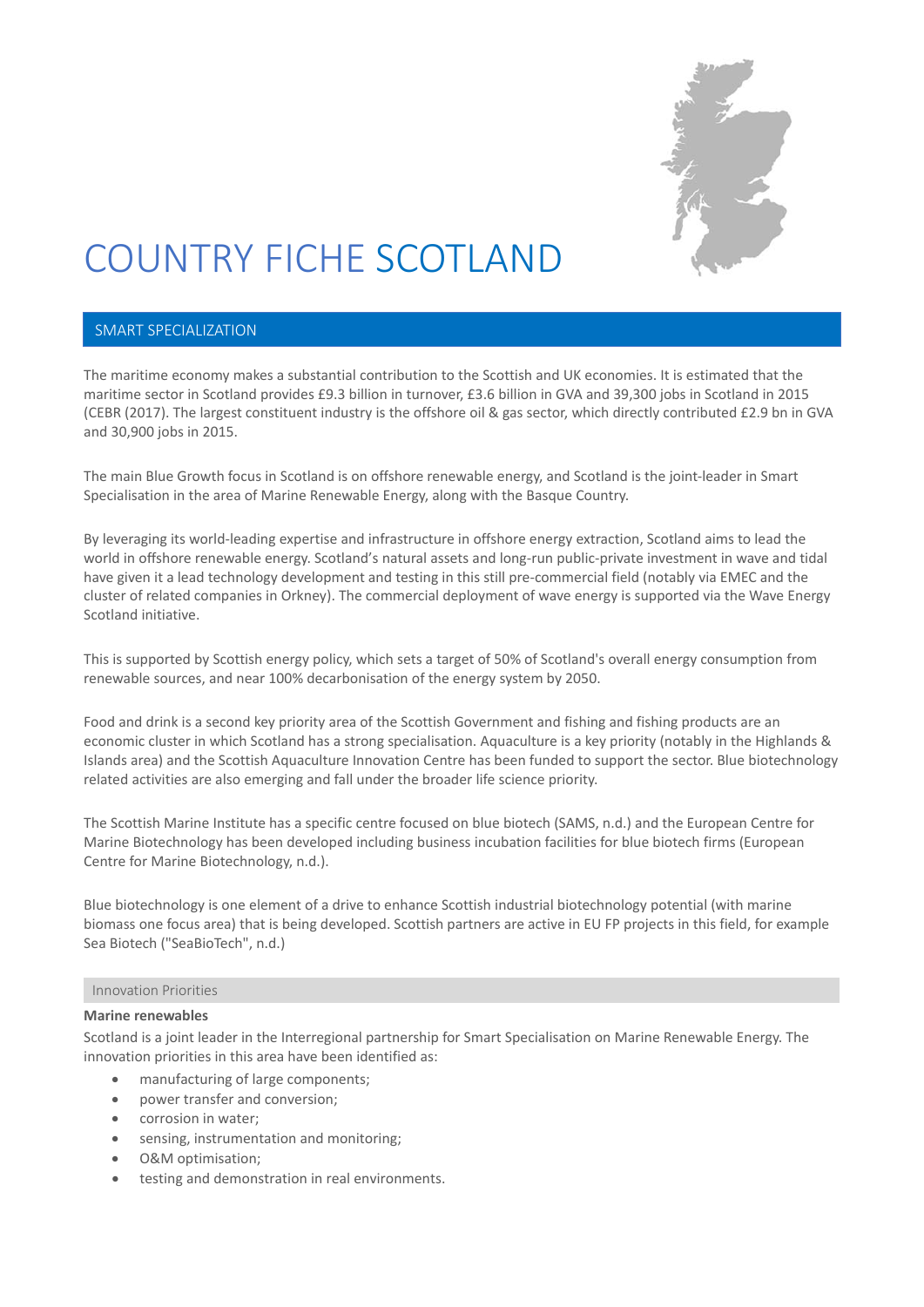# COUNTRY FICHE SCOTLAND

## SMART SPECIALIZATION

The maritime economy makes a substantial contribution to the Scottish and UK economies. It is estimated that the maritime sector in Scotland provides £9.3 billion in turnover, £3.6 billion in GVA and 39,300 jobs in Scotland in 2015 (CEBR (2017). The largest constituent industry is the offshore oil & gas sector, which directly contributed £2.9 bn in GVA and 30,900 jobs in 2015.

The main Blue Growth focus in Scotland is on offshore renewable energy, and Scotland is the joint-leader in Smart Specialisation in the area of Marine Renewable Energy, along with the Basque Country.

By leveraging its world-leading expertise and infrastructure in offshore energy extraction, Scotland aims to lead the world in offshore renewable energy. Scotland's natural assets and long-run public-private investment in wave and tidal have given it a lead technology development and testing in this still pre-commercial field (notably via EMEC and the cluster of related companies in Orkney). The commercial deployment of wave energy is supported via the Wave Energy Scotland initiative.

This is supported by Scottish energy policy, which sets a target of 50% of Scotland's overall energy consumption from renewable sources, and near 100% decarbonisation of the energy system by 2050.

Food and drink is a second key priority area of the Scottish Government and fishing and fishing products are an economic cluster in which Scotland has a strong specialisation. Aquaculture is a key priority (notably in the Highlands & Islands area) and the Scottish Aquaculture Innovation Centre has been funded to support the sector. Blue biotechnology related activities are also emerging and fall under the broader life science priority.

The Scottish Marine Institute has a specific centre focused on blue biotech (SAMS, n.d.) and the European Centre for Marine Biotechnology has been developed including business incubation facilities for blue biotech firms (European Centre for Marine Biotechnology, n.d.).

Blue biotechnology is one element of a drive to enhance Scottish industrial biotechnology potential (with marine biomass one focus area) that is being developed. Scottish partners are active in EU FP projects in this field, for example Sea Biotech ("SeaBioTech", n.d.)

### Innovation Priorities

**Marine renewables**

Scotland is a joint leader in the Interregional partnership for Smart Specialisation on Marine Renewable Energy. The innovation priorities in this area have been identified as:

- manufacturing of large components;
- power transfer and conversion;
- corrosion in water;
- sensing, instrumentation and monitoring;
- O&M optimisation;
- testing and demonstration in real environments.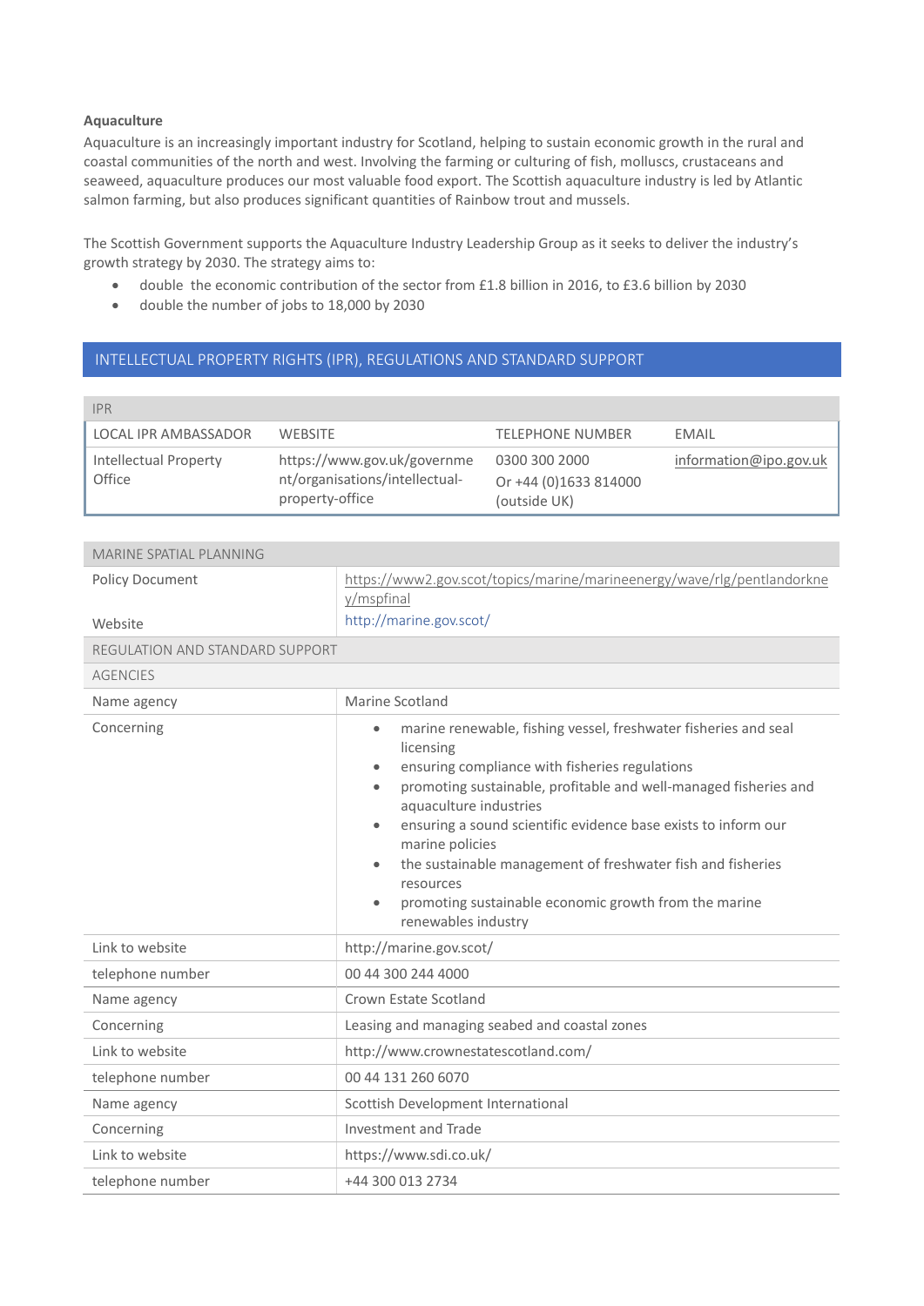**Aquaculture**

Aquaculture is an increasingly important industry for Scotland, helping to sustain economic growth in the rural and coastal communities of the north and west. Involving the farming or culturing of fish, molluscs, crustaceans and seaweed, aquaculture produces our most valuable food export. The Scottish aquaculture industry is led by Atlantic salmon farming, but also produces significant quantities of Rainbow trout and mussels.

The Scottish Government supports the Aquaculture Industry Leadership Group as it seeks to deliver the industry's growth strategy by 2030. The strategy aims to:

- double the economic contribution of the sector from £1.8 billion in 2016, to £3.6 billion by 2030
- double the number of jobs to 18,000 by 2030

## INTELLECTUAL PROPERTY RIGHTS (IPR), REGULATIONS AND STANDARD SUPPORT

| IPR | | | |
|---|---|---|---|
| LOCAL IPR AMBASSADOR | WEBSITE | TELEPHONE NUMBER | EMAIL |
| Intellectual Property Office | https://www.gov.uk/government/organisations/intellectual-property-office | 0300 300 2000<br>Or +44 (0)1633 814000 (outside UK) | information@ipo.gov.uk |

| MARINE SPATIAL PLANNING | |
|---|---|
| Policy Document | https://www2.gov.scot/topics/marine/marineenergy/wave/rlg/pentlandorkney/mspfinal |
| Website | http://marine.gov.scot/ |
| REGULATION AND STANDARD SUPPORT | |
| AGENCIES | |
| Name agency | Marine Scotland |
| Concerning | • marine renewable, fishing vessel, freshwater fisheries and seal licensing<br>• ensuring compliance with fisheries regulations<br>• promoting sustainable, profitable and well-managed fisheries and aquaculture industries<br>• ensuring a sound scientific evidence base exists to inform our marine policies<br>• the sustainable management of freshwater fish and fisheries resources<br>• promoting sustainable economic growth from the marine renewables industry |
| Link to website | http://marine.gov.scot/ |
| telephone number | 00 44 300 244 4000 |
| Name agency | Crown Estate Scotland |
| Concerning | Leasing and managing seabed and coastal zones |
| Link to website | http://www.crownestatescotland.com/ |
| telephone number | 00 44 131 260 6070 |
| Name agency | Scottish Development International |
| Concerning | Investment and Trade |
| Link to website | https://www.sdi.co.uk/ |
| telephone number | +44 300 013 2734 |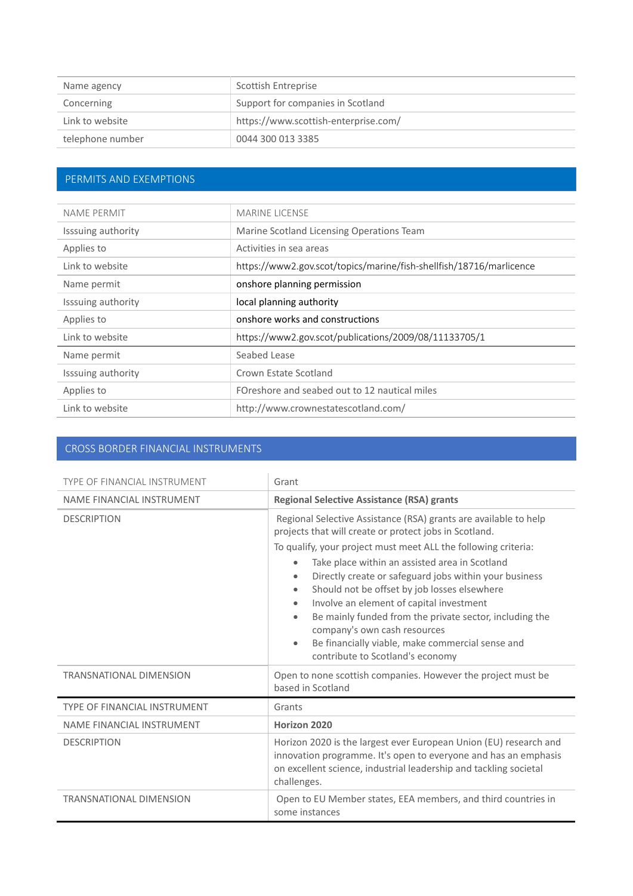| Name agency | Scottish Entreprise |
| --- | --- |
| Concerning | Support for companies in Scotland |
| Link to website | https://www.scottish-enterprise.com/ |
| telephone number | 0044 300 013 3385 |

## PERMITS AND EXEMPTIONS

| NAME PERMIT | MARINE LICENSE |
| --- | --- |
| Isssuing authority | Marine Scotland Licensing Operations Team |
| Applies to | Activities in sea areas |
| Link to website | https://www2.gov.scot/topics/marine/fish-shellfish/18716/marlicence |
| Name permit | onshore planning permission |
| Isssuing authority | local planning authority |
| Applies to | onshore works and constructions |
| Link to website | https://www2.gov.scot/publications/2009/08/11133705/1 |
| Name permit | Seabed Lease |
| Isssuing authority | Crown Estate Scotland |
| Applies to | FOreshore and seabed out to 12 nautical miles |
| Link to website | http://www.crownestatescotland.com/ |

## CROSS BORDER FINANCIAL INSTRUMENTS

| TYPE OF FINANCIAL INSTRUMENT | Grant |
| --- | --- |
| NAME FINANCIAL INSTRUMENT | **Regional Selective Assistance (RSA) grants** |
| DESCRIPTION | Regional Selective Assistance (RSA) grants are available to help projects that will create or protect jobs in Scotland.<br>To qualify, your project must meet ALL the following criteria:<br>• Take place within an assisted area in Scotland<br>• Directly create or safeguard jobs within your business<br>• Should not be offset by job losses elsewhere<br>• Involve an element of capital investment<br>• Be mainly funded from the private sector, including the company's own cash resources<br>• Be financially viable, make commercial sense and contribute to Scotland's economy |
| TRANSNATIONAL DIMENSION | Open to none scottish companies. However the project must be based in Scotland |
| TYPE OF FINANCIAL INSTRUMENT | Grants |
| NAME FINANCIAL INSTRUMENT | **Horizon 2020** |
| DESCRIPTION | Horizon 2020 is the largest ever European Union (EU) research and innovation programme. It's open to everyone and has an emphasis on excellent science, industrial leadership and tackling societal challenges. |
| TRANSNATIONAL DIMENSION | Open to EU Member states, EEA members, and third countries in some instances |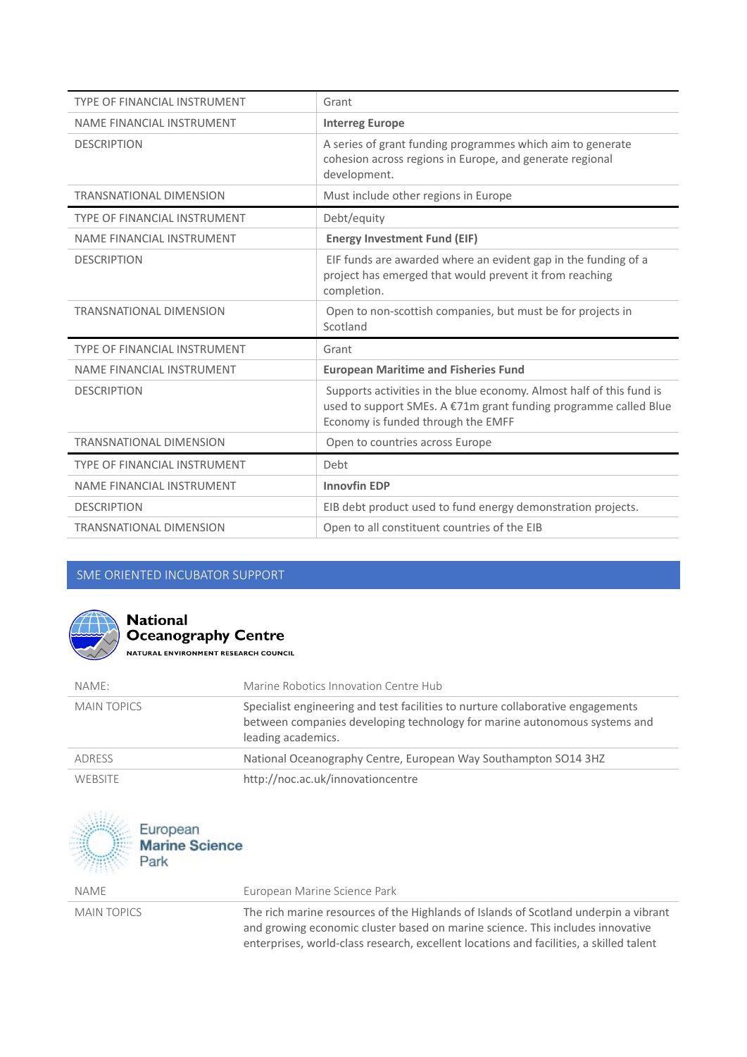| TYPE OF FINANCIAL INSTRUMENT | Grant |
|---|---|
| NAME FINANCIAL INSTRUMENT | **Interreg Europe** |
| DESCRIPTION | A series of grant funding programmes which aim to generate cohesion across regions in Europe, and generate regional development. |
| TRANSNATIONAL DIMENSION | Must include other regions in Europe |

| TYPE OF FINANCIAL INSTRUMENT | Debt/equity |
|---|---|
| NAME FINANCIAL INSTRUMENT | **Energy Investment Fund (EIF)** |
| DESCRIPTION | EIF funds are awarded where an evident gap in the funding of a project has emerged that would prevent it from reaching completion. |
| TRANSNATIONAL DIMENSION | Open to non-scottish companies, but must be for projects in Scotland |

| TYPE OF FINANCIAL INSTRUMENT | Grant |
|---|---|
| NAME FINANCIAL INSTRUMENT | **European Maritime and Fisheries Fund** |
| DESCRIPTION | Supports activities in the blue economy. Almost half of this fund is used to support SMEs. A €71m grant funding programme called Blue Economy is funded through the EMFF |
| TRANSNATIONAL DIMENSION | Open to countries across Europe |

| TYPE OF FINANCIAL INSTRUMENT | Debt |
|---|---|
| NAME FINANCIAL INSTRUMENT | **Innovfin EDP** |
| DESCRIPTION | EIB debt product used to fund energy demonstration projects. |
| TRANSNATIONAL DIMENSION | Open to all constituent countries of the EIB |

## SME ORIENTED INCUBATOR SUPPORT

**National Oceanography Centre**
NATURAL ENVIRONMENT RESEARCH COUNCIL

| NAME: | Marine Robotics Innovation Centre Hub |
|---|---|
| MAIN TOPICS | Specialist engineering and test facilities to nurture collaborative engagements between companies developing technology for marine autonomous systems and leading academics. |
| ADRESS | National Oceanography Centre, European Way Southampton SO14 3HZ |
| WEBSITE | http://noc.ac.uk/innovationcentre |

European **Marine Science** Park

| NAME | European Marine Science Park |
|---|---|
| MAIN TOPICS | The rich marine resources of the Highlands of Islands of Scotland underpin a vibrant and growing economic cluster based on marine science. This includes innovative enterprises, world-class research, excellent locations and facilities, a skilled talent |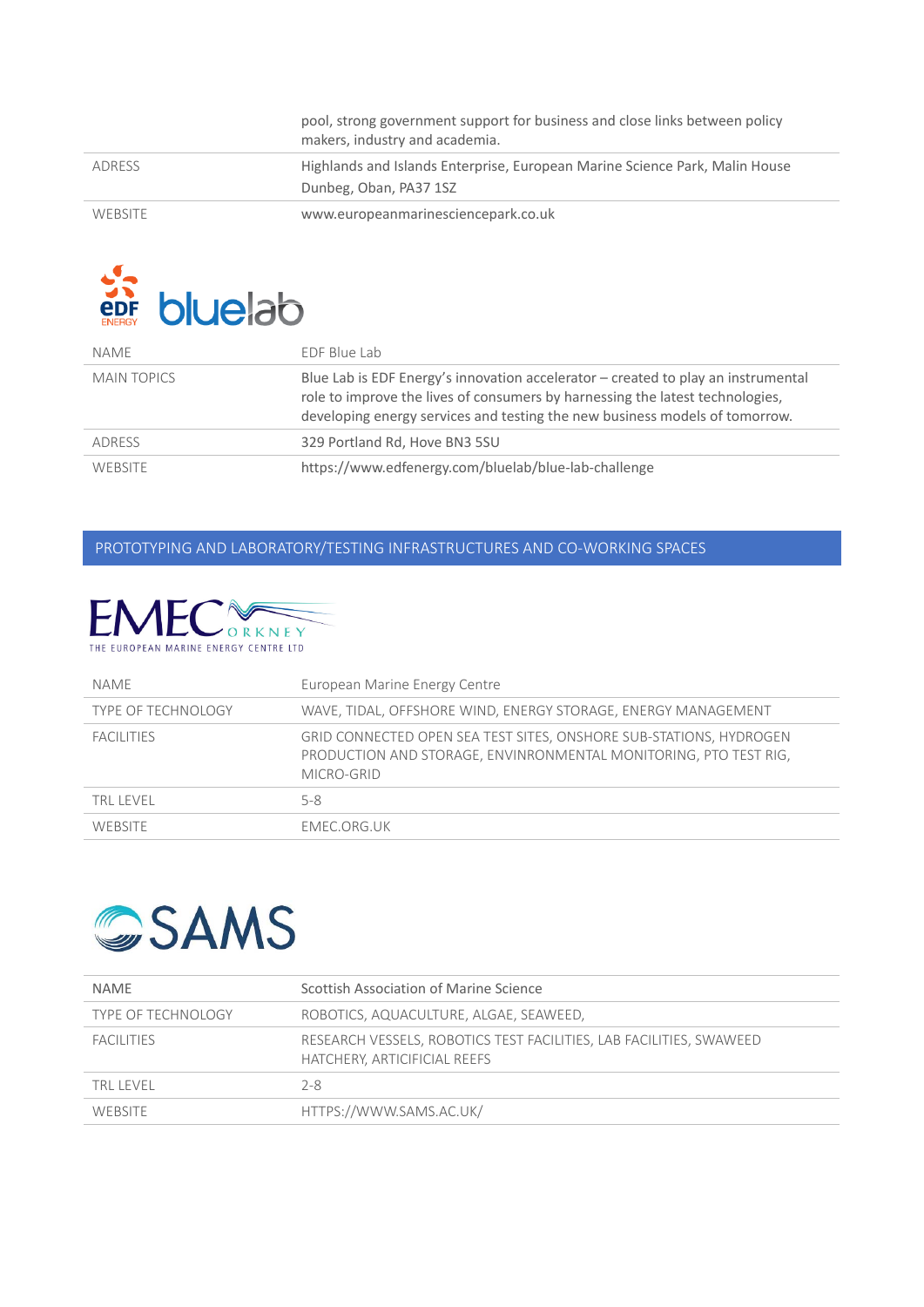| | |
|---|---|
| | pool, strong government support for business and close links between policy makers, industry and academia. |
| ADRESS | Highlands and Islands Enterprise, European Marine Science Park, Malin House Dunbeg, Oban, PA37 1SZ |
| WEBSITE | www.europeanmarinesciencepark.co.uk |

EDF ENERGY bluelab

| | |
|---|---|
| NAME | EDF Blue Lab |
| MAIN TOPICS | Blue Lab is EDF Energy's innovation accelerator – created to play an instrumental role to improve the lives of consumers by harnessing the latest technologies, developing energy services and testing the new business models of tomorrow. |
| ADRESS | 329 Portland Rd, Hove BN3 5SU |
| WEBSITE | https://www.edfenergy.com/bluelab/blue-lab-challenge |

## PROTOTYPING AND LABORATORY/TESTING INFRASTRUCTURES AND CO-WORKING SPACES

EMEC ORKNEY – THE EUROPEAN MARINE ENERGY CENTRE LTD

| | |
|---|---|
| NAME | European Marine Energy Centre |
| TYPE OF TECHNOLOGY | WAVE, TIDAL, OFFSHORE WIND, ENERGY STORAGE, ENERGY MANAGEMENT |
| FACILITIES | GRID CONNECTED OPEN SEA TEST SITES, ONSHORE SUB-STATIONS, HYDROGEN PRODUCTION AND STORAGE, ENVINRONMENTAL MONITORING, PTO TEST RIG, MICRO-GRID |
| TRL LEVEL | 5-8 |
| WEBSITE | EMEC.ORG.UK |

SAMS

| | |
|---|---|
| NAME | Scottish Association of Marine Science |
| TYPE OF TECHNOLOGY | ROBOTICS, AQUACULTURE, ALGAE, SEAWEED, |
| FACILITIES | RESEARCH VESSELS, ROBOTICS TEST FACILITIES, LAB FACILITIES, SWAWEED HATCHERY, ARTICIFICIAL REEFS |
| TRL LEVEL | 2-8 |
| WEBSITE | HTTPS://WWW.SAMS.AC.UK/ |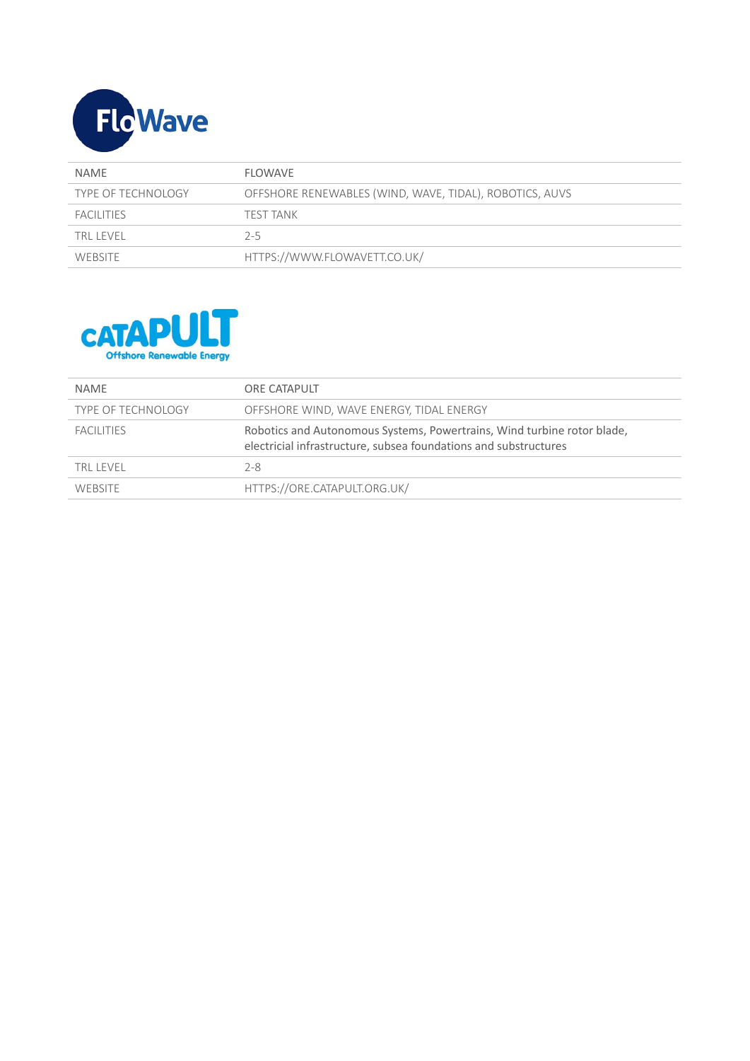FloWave

| NAME | FLOWAVE |
|---|---|
| TYPE OF TECHNOLOGY | OFFSHORE RENEWABLES (WIND, WAVE, TIDAL), ROBOTICS, AUVS |
| FACILITIES | TEST TANK |
| TRL LEVEL | 2-5 |
| WEBSITE | HTTPS://WWW.FLOWAVETT.CO.UK/ |

CATAPULT Offshore Renewable Energy

| NAME | ORE CATAPULT |
|---|---|
| TYPE OF TECHNOLOGY | OFFSHORE WIND, WAVE ENERGY, TIDAL ENERGY |
| FACILITIES | Robotics and Autonomous Systems, Powertrains, Wind turbine rotor blade, electricial infrastructure, subsea foundations and substructures |
| TRL LEVEL | 2-8 |
| WEBSITE | HTTPS://ORE.CATAPULT.ORG.UK/ |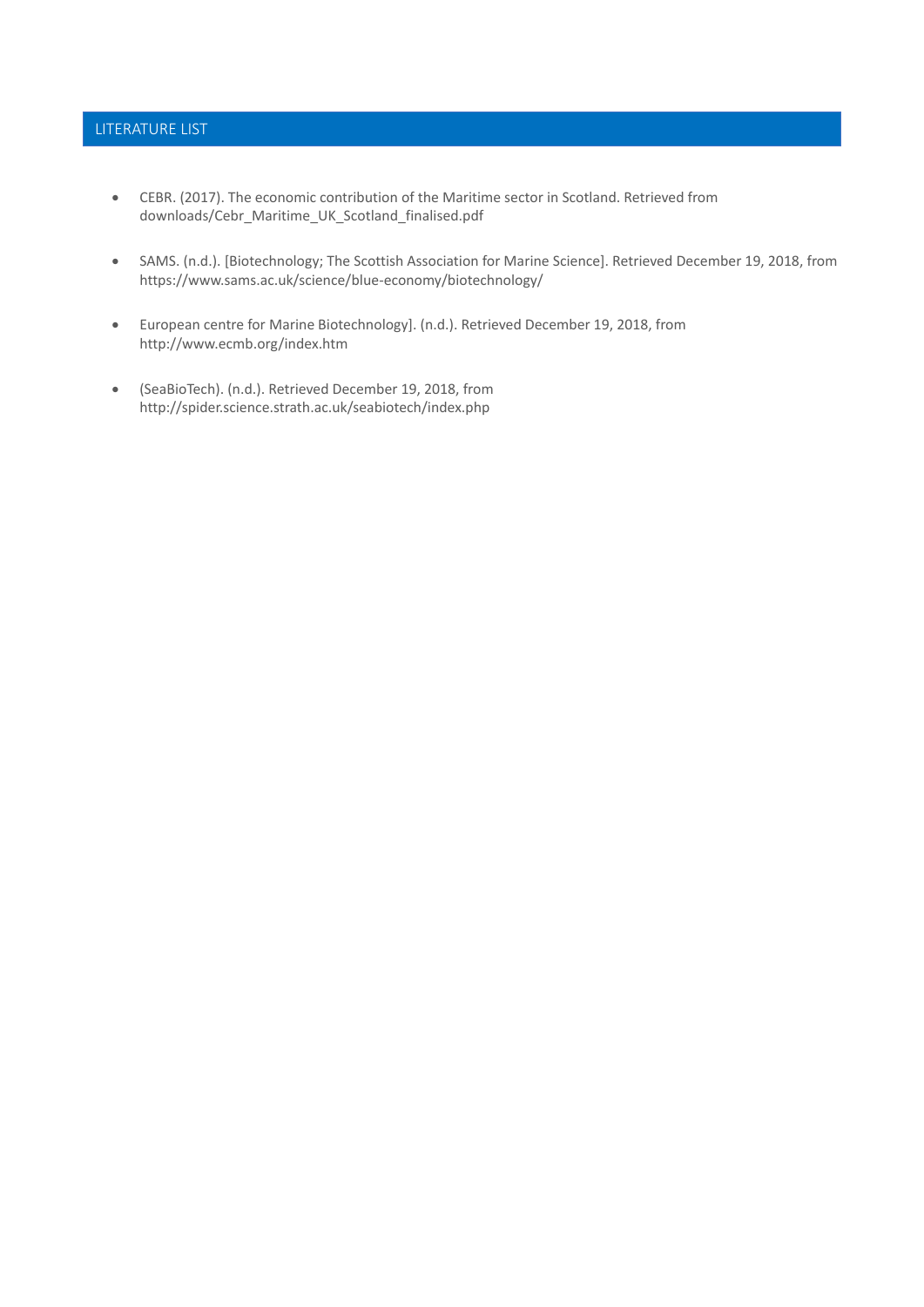## LITERATURE LIST

- CEBR. (2017). The economic contribution of the Maritime sector in Scotland. Retrieved from downloads/Cebr_Maritime_UK_Scotland_finalised.pdf
- SAMS. (n.d.). [Biotechnology; The Scottish Association for Marine Science]. Retrieved December 19, 2018, from https://www.sams.ac.uk/science/blue-economy/biotechnology/
- European centre for Marine Biotechnology]. (n.d.). Retrieved December 19, 2018, from http://www.ecmb.org/index.htm
- (SeaBioTech). (n.d.). Retrieved December 19, 2018, from http://spider.science.strath.ac.uk/seabiotech/index.php